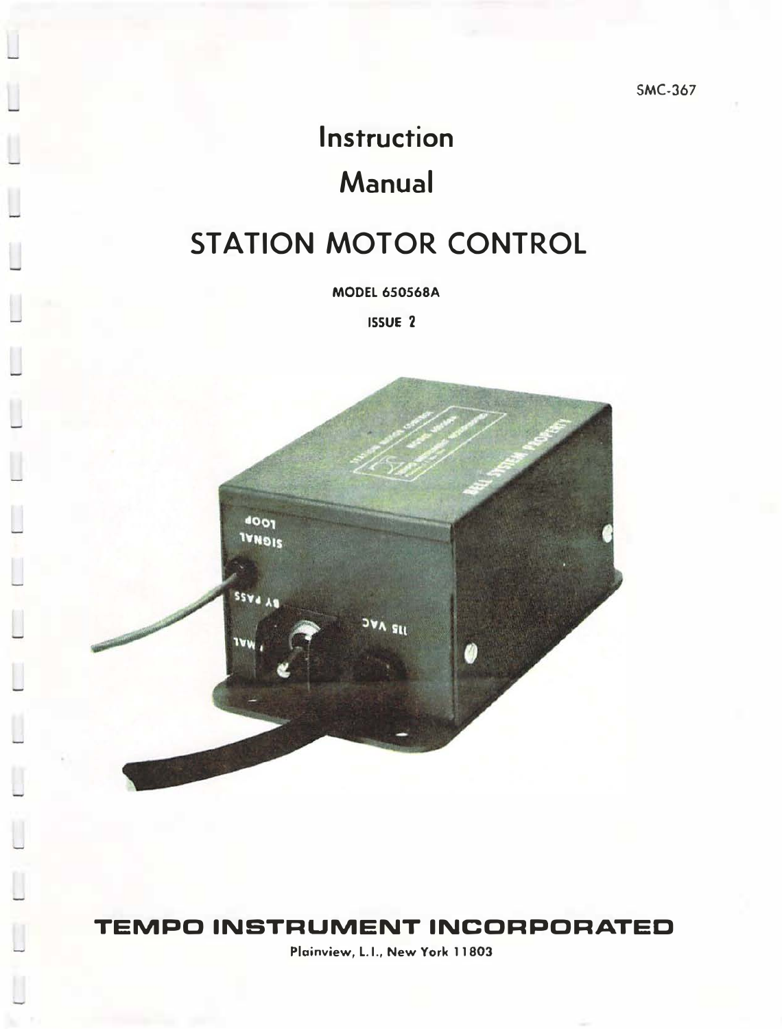SMC-367

# Instruction Manual

# STATION MOTOR CONTROL

**MODEL 650568A**

**ISSUE 2**

## TEMPO INSTRUMENT INCORPORATED

Plainview, L.I., New York 11803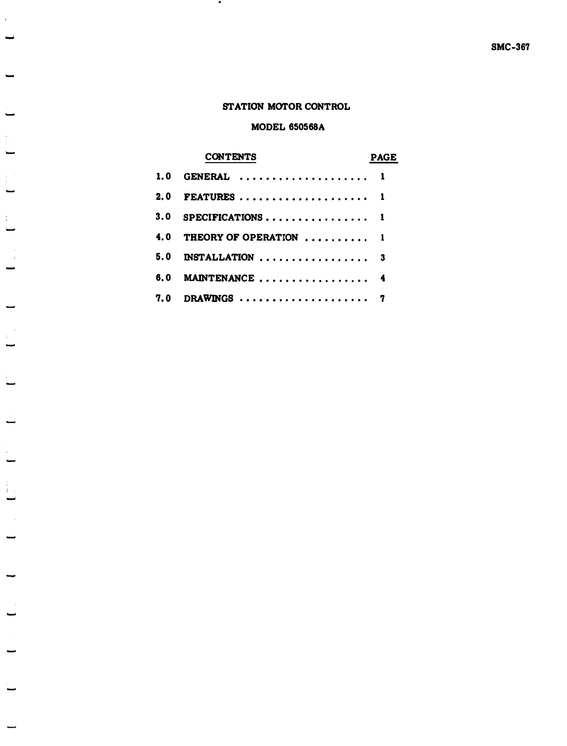# STATION MOTOR CONTROL

## MODEL 650568A

| CONTENTS | | PAGE |
|---|---|---|
| 1.0 | GENERAL | 1 |
| 2.0 | FEATURES | 1 |
| 3.0 | SPECIFICATIONS | 1 |
| 4.0 | THEORY OF OPERATION | 1 |
| 5.0 | INSTALLATION | 3 |
| 6.0 | MAINTENANCE | 4 |
| 7.0 | DRAWINGS | 7 |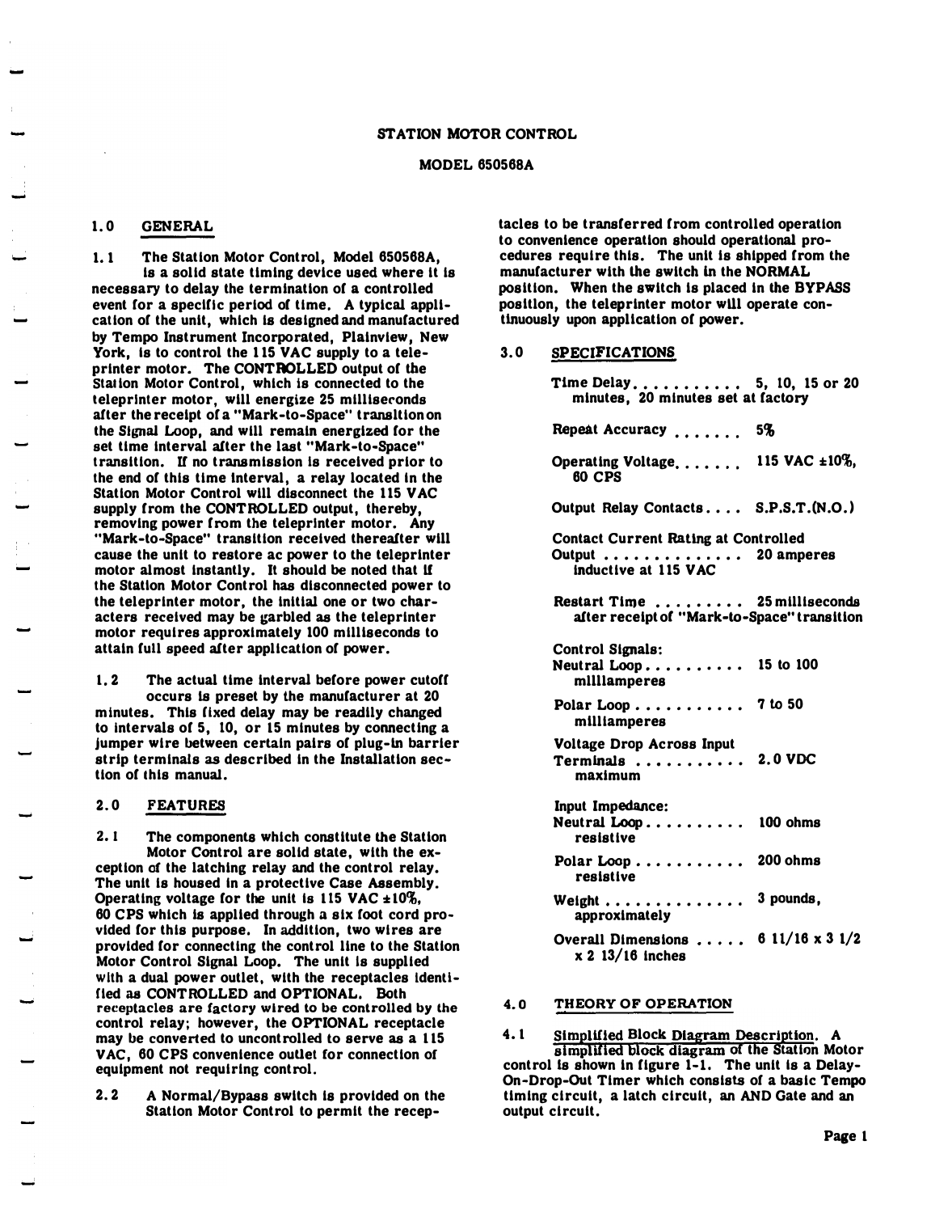# STATION MOTOR CONTROL

## MODEL 650568A

### 1.0 GENERAL

1.1 The Station Motor Control, Model 650568A, is a solid state timing device used where it is necessary to delay the termination of a controlled event for a specific period of time. A typical application of the unit, which is designed and manufactured by Tempo Instrument Incorporated, Plainview, New York, is to control the 115 VAC supply to a teleprinter motor. The CONTROLLED output of the Station Motor Control, which is connected to the teleprinter motor, will energize 25 milliseconds after the receipt of a "Mark-to-Space" transition on the Signal Loop, and will remain energized for the set time interval after the last "Mark-to-Space" transition. If no transmission is received prior to the end of this time interval, a relay located in the Station Motor Control will disconnect the 115 VAC supply from the CONTROLLED output, thereby, removing power from the teleprinter motor. Any "Mark-to-Space" transition received thereafter will cause the unit to restore ac power to the teleprinter motor almost instantly. It should be noted that if the Station Motor Control has disconnected power to the teleprinter motor, the initial one or two characters received may be garbled as the teleprinter motor requires approximately 100 milliseconds to attain full speed after application of power.

1.2 The actual time interval before power cutoff occurs is preset by the manufacturer at 20 minutes. This fixed delay may be readily changed to intervals of 5, 10, or 15 minutes by connecting a jumper wire between certain pairs of plug-in barrier strip terminals as described in the Installation section of this manual.

### 2.0 FEATURES

2.1 The components which constitute the Station Motor Control are solid state, with the exception of the latching relay and the control relay. The unit is housed in a protective Case Assembly. Operating voltage for the unit is 115 VAC ±10%, 60 CPS which is applied through a six foot cord provided for this purpose. In addition, two wires are provided for connecting the control line to the Station Motor Control Signal Loop. The unit is supplied with a dual power outlet, with the receptacles identified as CONTROLLED and OPTIONAL. Both receptacles are factory wired to be controlled by the control relay; however, the OPTIONAL receptacle may be converted to uncontrolled to serve as a 115 VAC, 60 CPS convenience outlet for connection of equipment not requiring control.

2.2 A Normal/Bypass switch is provided on the Station Motor Control to permit the receptacles to be transferred from controlled operation to convenience operation should operational procedures require this. The unit is shipped from the manufacturer with the switch in the NORMAL position. When the switch is placed in the BYPASS position, the teleprinter motor will operate continuously upon application of power.

### 3.0 SPECIFICATIONS

| | |
|---|---|
| Time Delay | 5, 10, 15 or 20 minutes, 20 minutes set at factory |
| Repeat Accuracy | 5% |
| Operating Voltage | 115 VAC ±10%, 60 CPS |
| Output Relay Contacts | S.P.S.T.(N.O.) |
| Contact Current Rating at Controlled Output | 20 amperes inductive at 115 VAC |
| Restart Time | 25 milliseconds after receipt of "Mark-to-Space" transition |
| Control Signals: | |
| Neutral Loop | 15 to 100 milliamperes |
| Polar Loop | 7 to 50 milliamperes |
| Voltage Drop Across Input Terminals | 2.0 VDC maximum |
| Input Impedance: | |
| Neutral Loop | 100 ohms resistive |
| Polar Loop | 200 ohms resistive |
| Weight | 3 pounds, approximately |
| Overall Dimensions | 6 11/16 x 3 1/2 x 2 13/16 inches |

### 4.0 THEORY OF OPERATION

4.1 Simplified Block Diagram Description. A simplified block diagram of the Station Motor control is shown in figure 1-1. The unit is a Delay-On-Drop-Out Timer which consists of a basic Tempo timing circuit, a latch circuit, an AND Gate and an output circuit.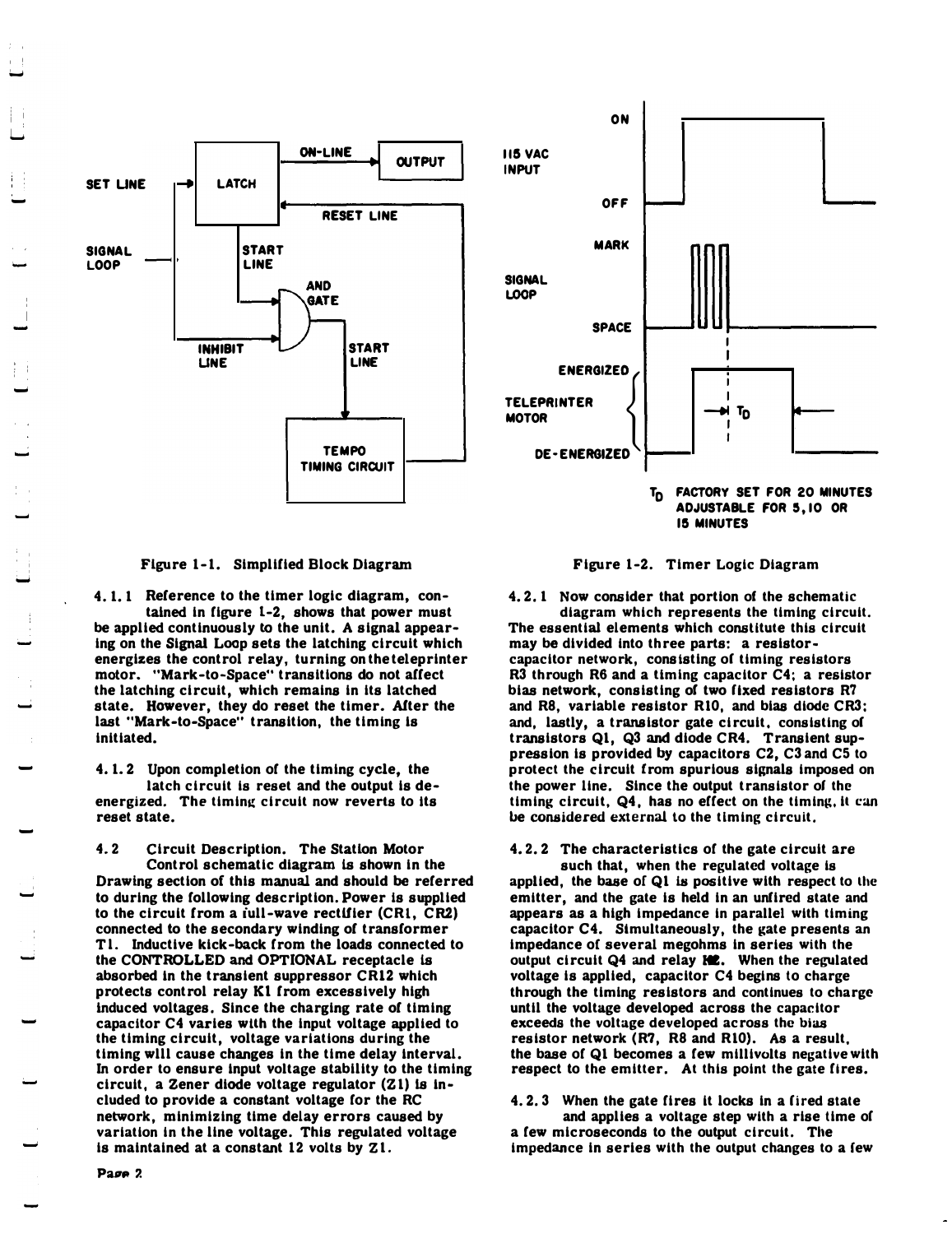Figure 1-1. Simplified Block Diagram

Figure 1-2. Timer Logic Diagram

4.1.1 Reference to the timer logic diagram, contained in figure 1-2, shows that power must be applied continuously to the unit. A signal appearing on the Signal Loop sets the latching circuit which energizes the control relay, turning on the teleprinter motor. "Mark-to-Space" transitions do not affect the latching circuit, which remains in its latched state. However, they do reset the timer. After the last "Mark-to-Space" transition, the timing is initiated.

4.1.2 Upon completion of the timing cycle, the latch circuit is reset and the output is de-energized. The timing circuit now reverts to its reset state.

4.2 Circuit Description. The Station Motor Control schematic diagram is shown in the Drawing section of this manual and should be referred to during the following description. Power is supplied to the circuit from a full-wave rectifier (CR1, CR2) connected to the secondary winding of transformer T1. Inductive kick-back from the loads connected to the CONTROLLED and OPTIONAL receptacle is absorbed in the transient suppressor CR12 which protects control relay K1 from excessively high induced voltages. Since the charging rate of timing capacitor C4 varies with the input voltage applied to the timing circuit, voltage variations during the timing will cause changes in the time delay interval. In order to ensure input voltage stability to the timing circuit, a Zener diode voltage regulator (Z1) is included to provide a constant voltage for the RC network, minimizing time delay errors caused by variation in the line voltage. This regulated voltage is maintained at a constant 12 volts by Z1.

4.2.1 Now consider that portion of the schematic diagram which represents the timing circuit. The essential elements which constitute this circuit may be divided into three parts: a resistor-capacitor network, consisting of timing resistors R3 through R6 and a timing capacitor C4; a resistor bias network, consisting of two fixed resistors R7 and R8, variable resistor R10, and bias diode CR3; and, lastly, a transistor gate circuit, consisting of transistors Q1, Q3 and diode CR4. Transient suppression is provided by capacitors C2, C3 and C5 to protect the circuit from spurious signals imposed on the power line. Since the output transistor of the timing circuit, Q4, has no effect on the timing, it can be considered external to the timing circuit.

4.2.2 The characteristics of the gate circuit are such that, when the regulated voltage is applied, the base of Q1 is positive with respect to the emitter, and the gate is held in an unfired state and appears as a high impedance in parallel with timing capacitor C4. Simultaneously, the gate presents an impedance of several megohms in series with the output circuit Q4 and relay K2. When the regulated voltage is applied, capacitor C4 begins to charge through the timing resistors and continues to charge until the voltage developed across the capacitor exceeds the voltage developed across the bias resistor network (R7, R8 and R10). As a result, the base of Q1 becomes a few millivolts negative with respect to the emitter. At this point the gate fires.

4.2.3 When the gate fires it locks in a fired state and applies a voltage step with a rise time of a few microseconds to the output circuit. The impedance in series with the output changes to a few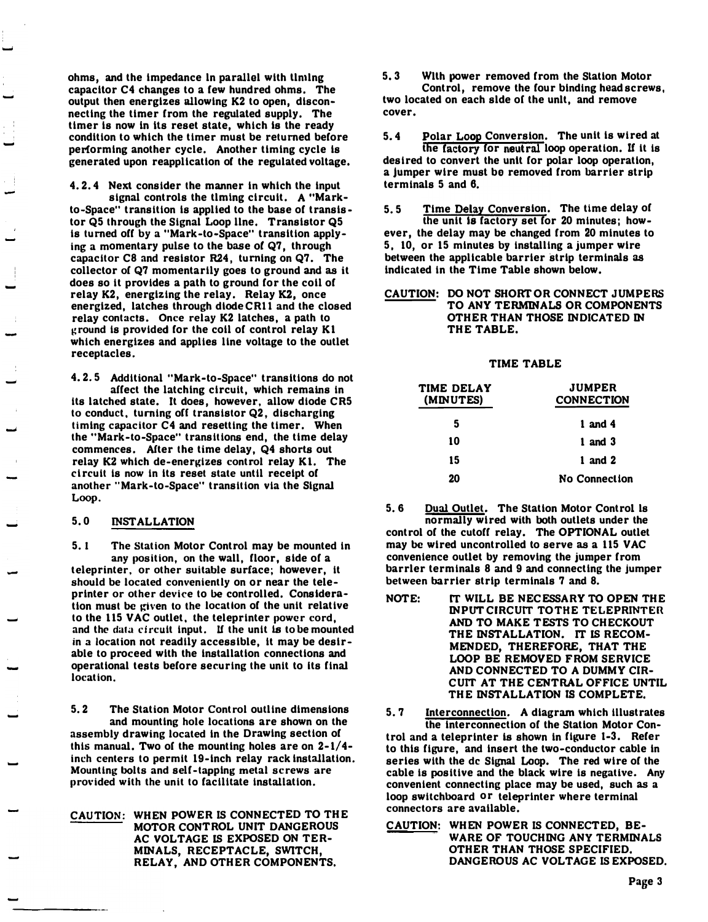ohms, and the impedance in parallel with timing capacitor C4 changes to a few hundred ohms. The output then energizes allowing K2 to open, disconnecting the timer from the regulated supply. The timer is now in its reset state, which is the ready condition to which the timer must be returned before performing another cycle. Another timing cycle is generated upon reapplication of the regulated voltage.

4.2.4 Next consider the manner in which the input signal controls the timing circuit. A "Mark-to-Space" transition is applied to the base of transistor Q5 through the Signal Loop line. Transistor Q5 is turned off by a "Mark-to-Space" transition applying a momentary pulse to the base of Q7, through capacitor C8 and resistor R24, turning on Q7. The collector of Q7 momentarily goes to ground and as it does so it provides a path to ground for the coil of relay K2, energizing the relay. Relay K2, once energized, latches through diode CR11 and the closed relay contacts. Once relay K2 latches, a path to ground is provided for the coil of control relay K1 which energizes and applies line voltage to the outlet receptacles.

4.2.5 Additional "Mark-to-Space" transitions do not affect the latching circuit, which remains in its latched state. It does, however, allow diode CR5 to conduct, turning off transistor Q2, discharging timing capacitor C4 and resetting the timer. When the "Mark-to-Space" transitions end, the time delay commences. After the time delay, Q4 shorts out relay K2 which de-energizes control relay K1. The circuit is now in its reset state until receipt of another "Mark-to-Space" transition via the Signal Loop.

## 5.0 INSTALLATION

5.1 The Station Motor Control may be mounted in any position, on the wall, floor, side of a teleprinter, or other suitable surface; however, it should be located conveniently on or near the teleprinter or other device to be controlled. Consideration must be given to the location of the unit relative to the 115 VAC outlet, the teleprinter power cord, and the data circuit input. If the unit is to be mounted in a location not readily accessible, it may be desirable to proceed with the installation connections and operational tests before securing the unit to its final location.

5.2 The Station Motor Control outline dimensions and mounting hole locations are shown on the assembly drawing located in the Drawing section of this manual. Two of the mounting holes are on 2-1/4-inch centers to permit 19-inch relay rack installation. Mounting bolts and self-tapping metal screws are provided with the unit to facilitate installation.

CAUTION: WHEN POWER IS CONNECTED TO THE MOTOR CONTROL UNIT DANGEROUS AC VOLTAGE IS EXPOSED ON TERMINALS, RECEPTACLE, SWITCH, RELAY, AND OTHER COMPONENTS.

5.3 With power removed from the Station Motor Control, remove the four binding head screws, two located on each side of the unit, and remove cover.

5.4 Polar Loop Conversion. The unit is wired at the factory for neutral loop operation. If it is desired to convert the unit for polar loop operation, a jumper wire must be removed from barrier strip terminals 5 and 6.

5.5 Time Delay Conversion. The time delay of the unit is factory set for 20 minutes; however, the delay may be changed from 20 minutes to 5, 10, or 15 minutes by installing a jumper wire between the applicable barrier strip terminals as indicated in the Time Table shown below.

CAUTION: DO NOT SHORT OR CONNECT JUMPERS TO ANY TERMINALS OR COMPONENTS OTHER THAN THOSE INDICATED IN THE TABLE.

TIME TABLE

| TIME DELAY (MINUTES) | JUMPER CONNECTION |
|---|---|
| 5 | 1 and 4 |
| 10 | 1 and 3 |
| 15 | 1 and 2 |
| 20 | No Connection |

5.6 Dual Outlet. The Station Motor Control is normally wired with both outlets under the control of the cutoff relay. The OPTIONAL outlet may be wired uncontrolled to serve as a 115 VAC convenience outlet by removing the jumper from barrier terminals 8 and 9 and connecting the jumper between barrier strip terminals 7 and 8.

NOTE: IT WILL BE NECESSARY TO OPEN THE INPUT CIRCUIT TO THE TELEPRINTER AND TO MAKE TESTS TO CHECKOUT THE INSTALLATION. IT IS RECOMMENDED, THEREFORE, THAT THE LOOP BE REMOVED FROM SERVICE AND CONNECTED TO A DUMMY CIRCUIT AT THE CENTRAL OFFICE UNTIL THE INSTALLATION IS COMPLETE.

5.7 Interconnection. A diagram which illustrates the interconnection of the Station Motor Control and a teleprinter is shown in figure 1-3. Refer to this figure, and insert the two-conductor cable in series with the dc Signal Loop. The red wire of the cable is positive and the black wire is negative. Any convenient connecting place may be used, such as a loop switchboard or teleprinter where terminal connectors are available.

CAUTION: WHEN POWER IS CONNECTED, BEWARE OF TOUCHING ANY TERMINALS OTHER THAN THOSE SPECIFIED. DANGEROUS AC VOLTAGE IS EXPOSED.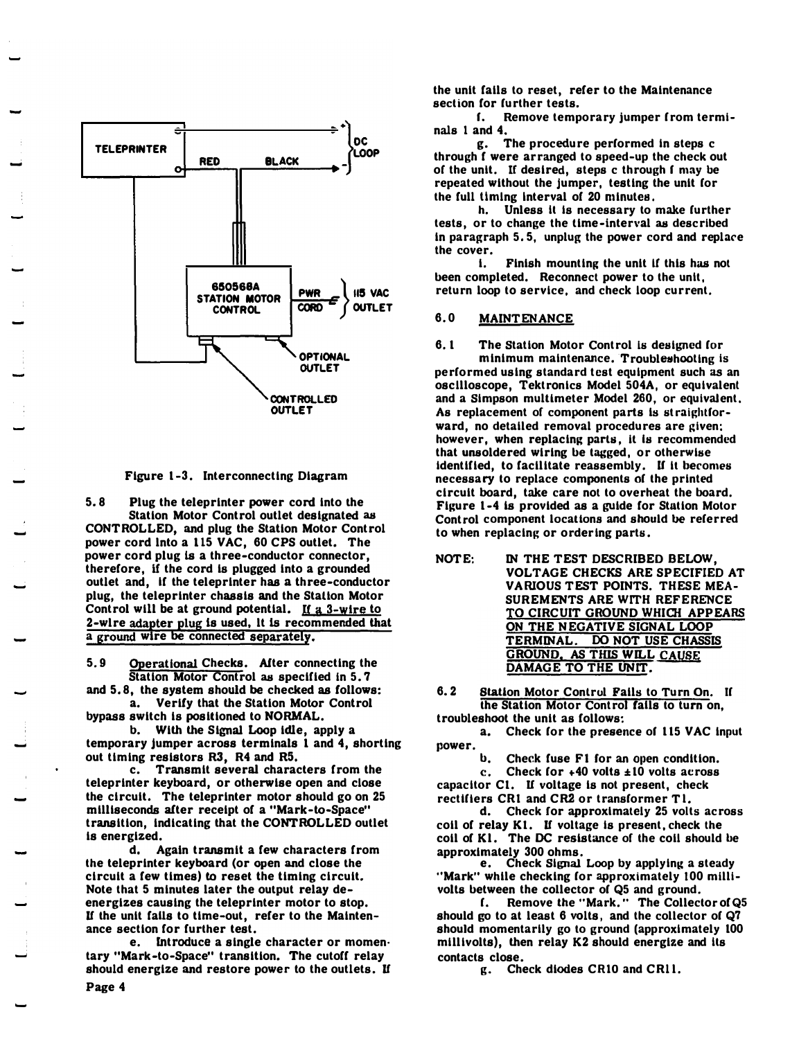Figure 1-3. Interconnecting Diagram

5.8 Plug the teleprinter power cord into the Station Motor Control outlet designated as CONTROLLED, and plug the Station Motor Control power cord into a 115 VAC, 60 CPS outlet. The power cord plug is a three-conductor connector, therefore, if the cord is plugged into a grounded outlet and, if the teleprinter has a three-conductor plug, the teleprinter chassis and the Station Motor Control will be at ground potential. If a 3-wire to 2-wire adapter plug is used, it is recommended that a ground wire be connected separately.

5.9 Operational Checks. After connecting the Station Motor Control as specified in 5.7 and 5.8, the system should be checked as follows:

a. Verify that the Station Motor Control bypass switch is positioned to NORMAL.

b. With the Signal Loop idle, apply a temporary jumper across terminals 1 and 4, shorting out timing resistors R3, R4 and R5.

c. Transmit several characters from the teleprinter keyboard, or otherwise open and close the circuit. The teleprinter motor should go on 25 milliseconds after receipt of a "Mark-to-Space" transition, indicating that the CONTROLLED outlet is energized.

d. Again transmit a few characters from the teleprinter keyboard (or open and close the circuit a few times) to reset the timing circuit. Note that 5 minutes later the output relay de-energizes causing the teleprinter motor to stop. If the unit fails to time-out, refer to the Maintenance section for further test.

e. Introduce a single character or momentary "Mark-to-Space" transition. The cutoff relay should energize and restore power to the outlets. If the unit fails to reset, refer to the Maintenance section for further tests.

f. Remove temporary jumper from terminals 1 and 4.

g. The procedure performed in steps c through f were arranged to speed-up the check out of the unit. If desired, steps c through f may be repeated without the jumper, testing the unit for the full timing interval of 20 minutes.

h. Unless it is necessary to make further tests, or to change the time-interval as described in paragraph 5.5, unplug the power cord and replace the cover.

i. Finish mounting the unit if this has not been completed. Reconnect power to the unit, return loop to service, and check loop current.

## 6.0 MAINTENANCE

6.1 The Station Motor Control is designed for minimum maintenance. Troubleshooting is performed using standard test equipment such as an oscilloscope, Tektronics Model 504A, or equivalent and a Simpson multimeter Model 260, or equivalent. As replacement of component parts is straightforward, no detailed removal procedures are given; however, when replacing parts, it is recommended that unsoldered wiring be tagged, or otherwise identified, to facilitate reassembly. If it becomes necessary to replace components of the printed circuit board, take care not to overheat the board. Figure 1-4 is provided as a guide for Station Motor Control component locations and should be referred to when replacing or ordering parts.

NOTE: IN THE TEST DESCRIBED BELOW, VOLTAGE CHECKS ARE SPECIFIED AT VARIOUS TEST POINTS. THESE MEASUREMENTS ARE WITH REFERENCE TO CIRCUIT GROUND WHICH APPEARS ON THE NEGATIVE SIGNAL LOOP TERMINAL. DO NOT USE CHASSIS GROUND, AS THIS WILL CAUSE DAMAGE TO THE UNIT.

6.2 Station Motor Control Fails to Turn On. If the Station Motor Control fails to turn on, troubleshoot the unit as follows:

a. Check for the presence of 115 VAC input power.

b. Check fuse F1 for an open condition.

c. Check for +40 volts ±10 volts across capacitor C1. If voltage is not present, check rectifiers CR1 and CR2 or transformer T1.

d. Check for approximately 25 volts across coil of relay K1. If voltage is present, check the coil of K1. The DC resistance of the coil should be approximately 300 ohms.

e. Check Signal Loop by applying a steady "Mark" while checking for approximately 100 millivolts between the collector of Q5 and ground.

f. Remove the "Mark." The Collector of Q5 should go to at least 6 volts, and the collector of Q7 should momentarily go to ground (approximately 100 millivolts), then relay K2 should energize and its contacts close.

g. Check diodes CR10 and CR11.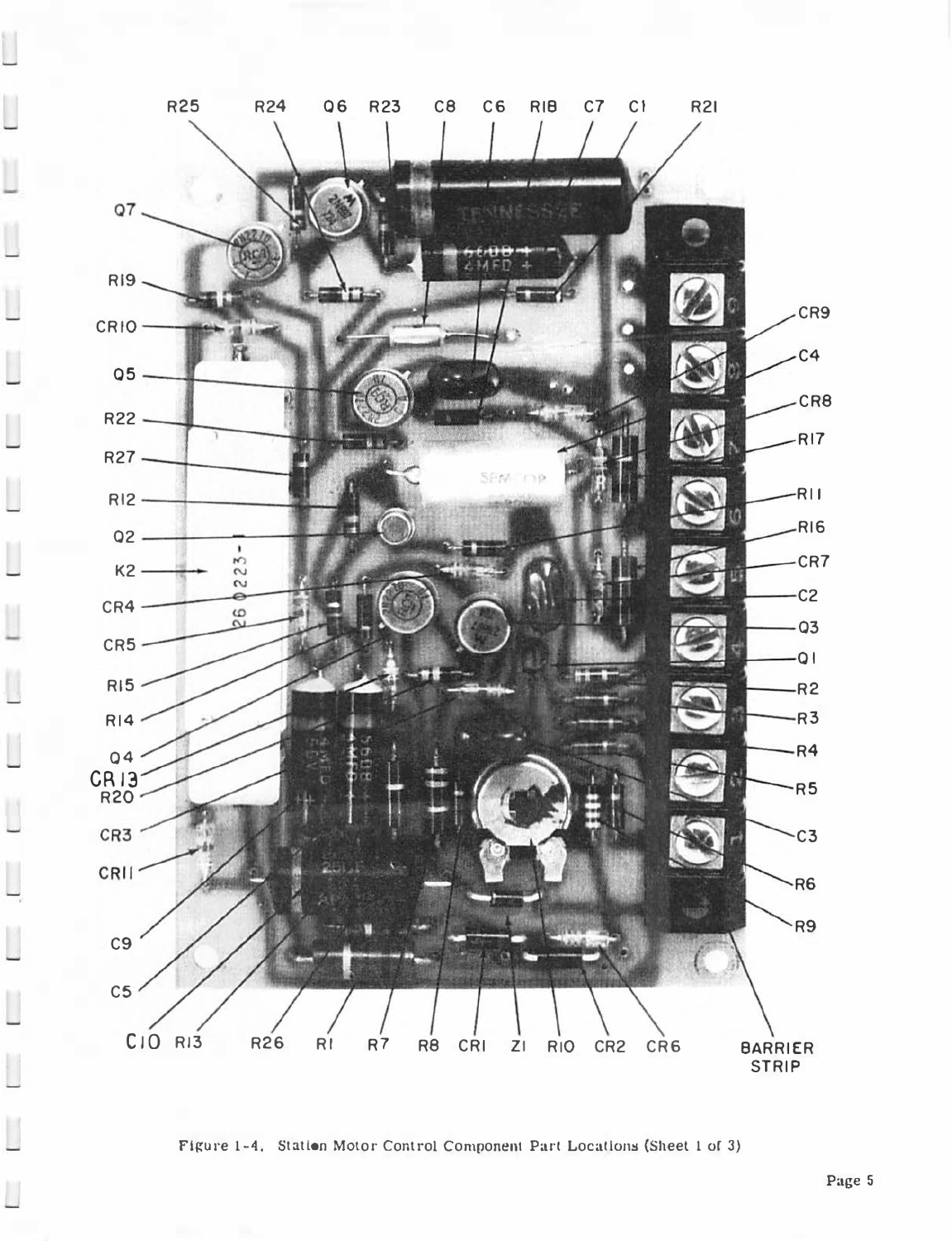R25 R24 Q6 R23 C8 C6 R18 C7 C1 R21

Q7

R19

CR10

Q5

R22

R27

R12

Q2

K2

CR4

CR5

R15

R14

Q4

CR13

R20

CR3

CR11

C9

C5

C10 R13 R26 R1 R7 R8 CR1 Z1 R10 CR2 CR6

CR9

C4

CR8

R17

R11

R16

CR7

C2

Q3

Q1

R2

R3

R4

R5

C3

R6

R9

BARRIER STRIP

Figure 1-4. Station Motor Control Component Part Locations (Sheet 1 of 3)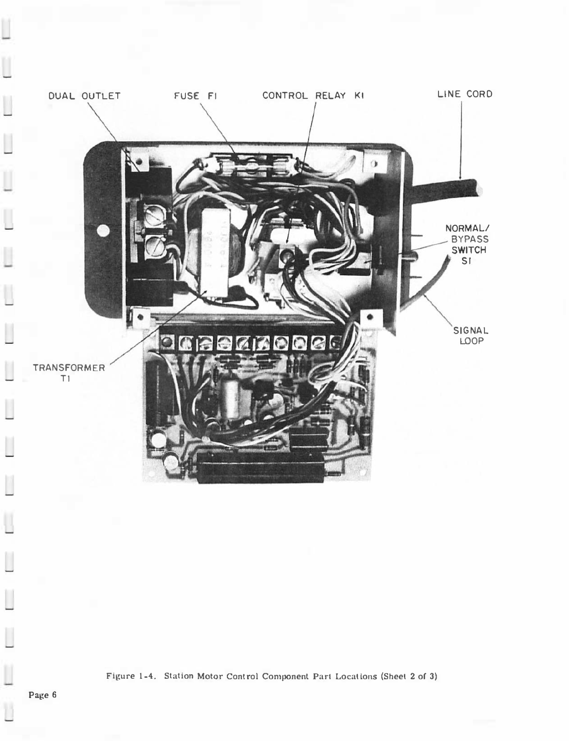DUAL OUTLET

FUSE F1

CONTROL RELAY K1

LINE CORD

NORMAL/ BYPASS SWITCH S1

SIGNAL LOOP

TRANSFORMER T1

Figure 1-4. Station Motor Control Component Part Locations (Sheet 2 of 3)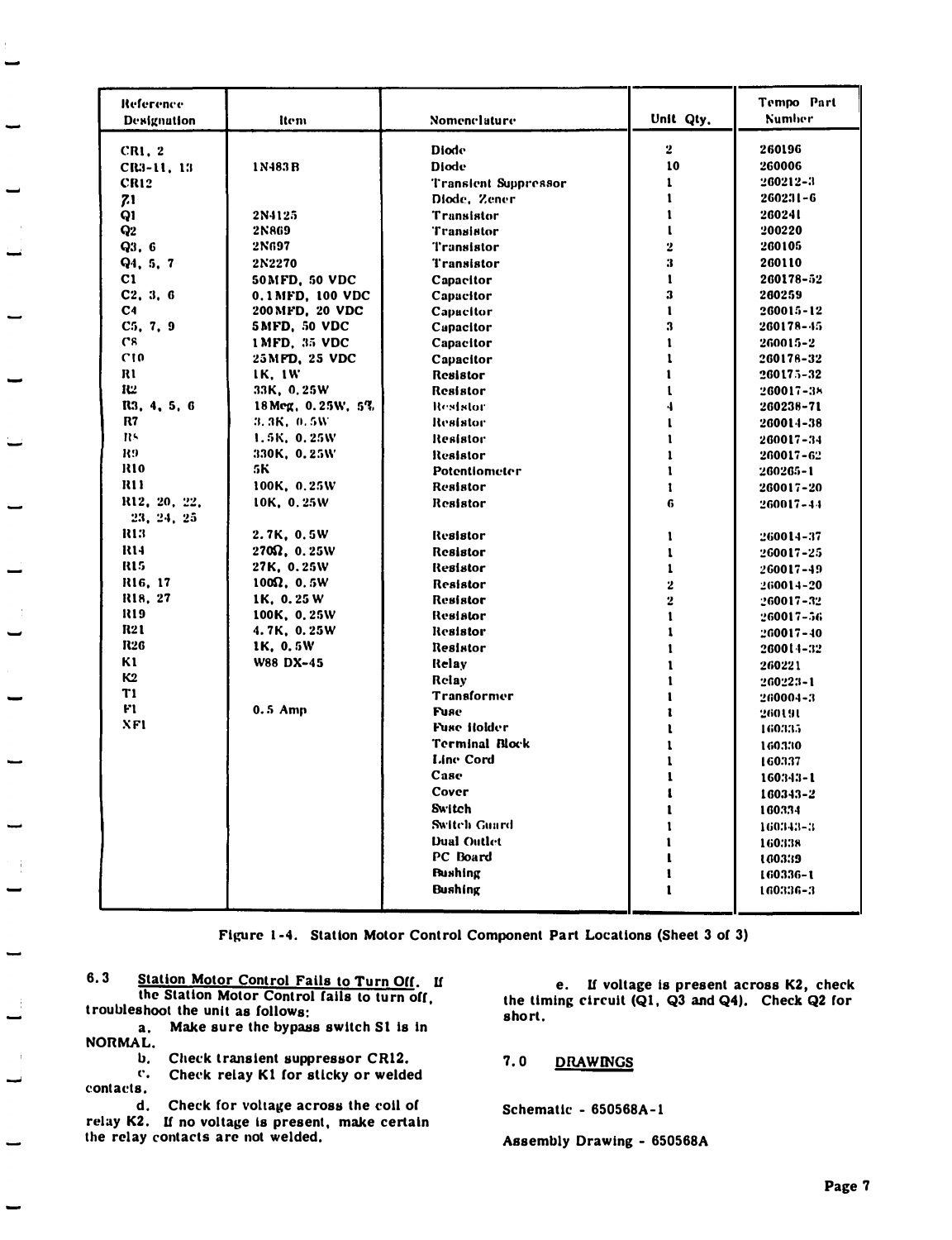| Reference Designation | Item | Nomenclature | Unit Qty. | Tempo Part Number |
|---|---|---|---|---|
| CR1, 2 | | Diode | 2 | 260196 |
| CR3-11, 13 | 1N483B | Diode | 10 | 260006 |
| CR12 | | Transient Suppressor | 1 | 260212-3 |
| Z1 | | Diode, Zener | 1 | 260231-6 |
| Q1 | 2N4125 | Transistor | 1 | 260241 |
| Q2 | 2N869 | Transistor | 1 | 200220 |
| Q3, 6 | 2N697 | Transistor | 2 | 260105 |
| Q4, 5, 7 | 2N2270 | Transistor | 3 | 260110 |
| C1 | 50MFD, 50 VDC | Capacitor | 1 | 260178-52 |
| C2, 3, 6 | 0.1MFD, 100 VDC | Capacitor | 3 | 260259 |
| C4 | 200MFD, 20 VDC | Capacitor | 1 | 260015-12 |
| C5, 7, 9 | 5MFD, 50 VDC | Capacitor | 3 | 260178-45 |
| C8 | 1MFD, 35 VDC | Capacitor | 1 | 260015-2 |
| C10 | 25MFD, 25 VDC | Capacitor | 1 | 260178-32 |
| R1 | 1K, 1W | Resistor | 1 | 260175-32 |
| R2 | 33K, 0.25W | Resistor | 1 | 260017-38 |
| R3, 4, 5, 6 | 18Meg, 0.25W, 5% | Resistor | 4 | 260238-71 |
| R7 | 3.3K, 0.5W | Resistor | 1 | 260014-38 |
| R8 | 1.5K, 0.25W | Resistor | 1 | 260017-34 |
| R9 | 330K, 0.25W | Resistor | 1 | 260017-62 |
| R10 | 5K | Potentiometer | 1 | 260265-1 |
| R11 | 100K, 0.25W | Resistor | 1 | 260017-20 |
| R12, 20, 22, 23, 24, 25 | 10K, 0.25W | Resistor | 6 | 260017-44 |
| R13 | 2.7K, 0.5W | Resistor | 1 | 260014-37 |
| R14 | 270Ω, 0.25W | Resistor | 1 | 260017-25 |
| R15 | 27K, 0.25W | Resistor | 1 | 260017-49 |
| R16, 17 | 100Ω, 0.5W | Resistor | 2 | 260014-20 |
| R18, 27 | 1K, 0.25 W | Resistor | 2 | 260017-32 |
| R19 | 100K, 0.25W | Resistor | 1 | 260017-56 |
| R21 | 4.7K, 0.25W | Resistor | 1 | 260017-40 |
| R26 | 1K, 0.5W | Resistor | 1 | 260014-32 |
| K1 | W88 DX-45 | Relay | 1 | 260221 |
| K2 | | Relay | 1 | 260223-1 |
| T1 | | Transformer | 1 | 260004-3 |
| F1 | 0.5 Amp | Fuse | 1 | 260191 |
| XF1 | | Fuse Holder | 1 | 160335 |
| | | Terminal Block | 1 | 160330 |
| | | Line Cord | 1 | 160337 |
| | | Case | 1 | 160343-1 |
| | | Cover | 1 | 160343-2 |
| | | Switch | 1 | 160334 |
| | | Switch Guard | 1 | 160343-3 |
| | | Dual Outlet | 1 | 160338 |
| | | PC Board | 1 | 160339 |
| | | Bushing | 1 | 160336-1 |
| | | Bushing | 1 | 160336-3 |

Figure 1-4. Station Motor Control Component Part Locations (Sheet 3 of 3)

**6.3 Station Motor Control Fails to Turn Off.** If the Station Motor Control fails to turn off, troubleshoot the unit as follows:

a. Make sure the bypass switch S1 is in NORMAL.

b. Check transient suppressor CR12.

c. Check relay K1 for sticky or welded contacts.

d. Check for voltage across the coil of relay K2. If no voltage is present, make certain the relay contacts are not welded.

e. If voltage is present across K2, check the timing circuit (Q1, Q3 and Q4). Check Q2 for short.

## 7.0 DRAWINGS

Schematic - 650568A-1

Assembly Drawing - 650568A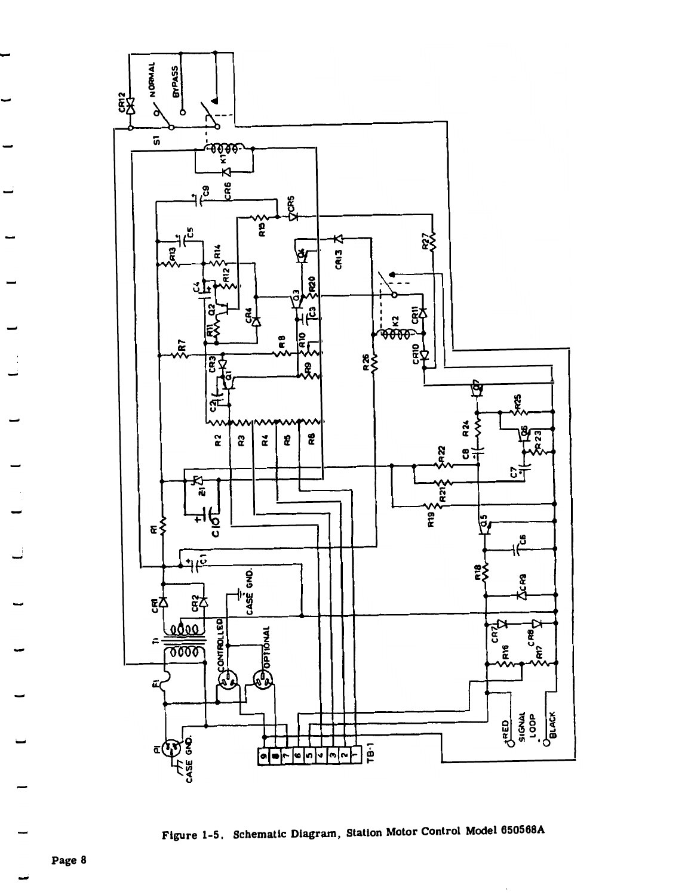Figure 1-5. Schematic Diagram, Station Motor Control Model 650568A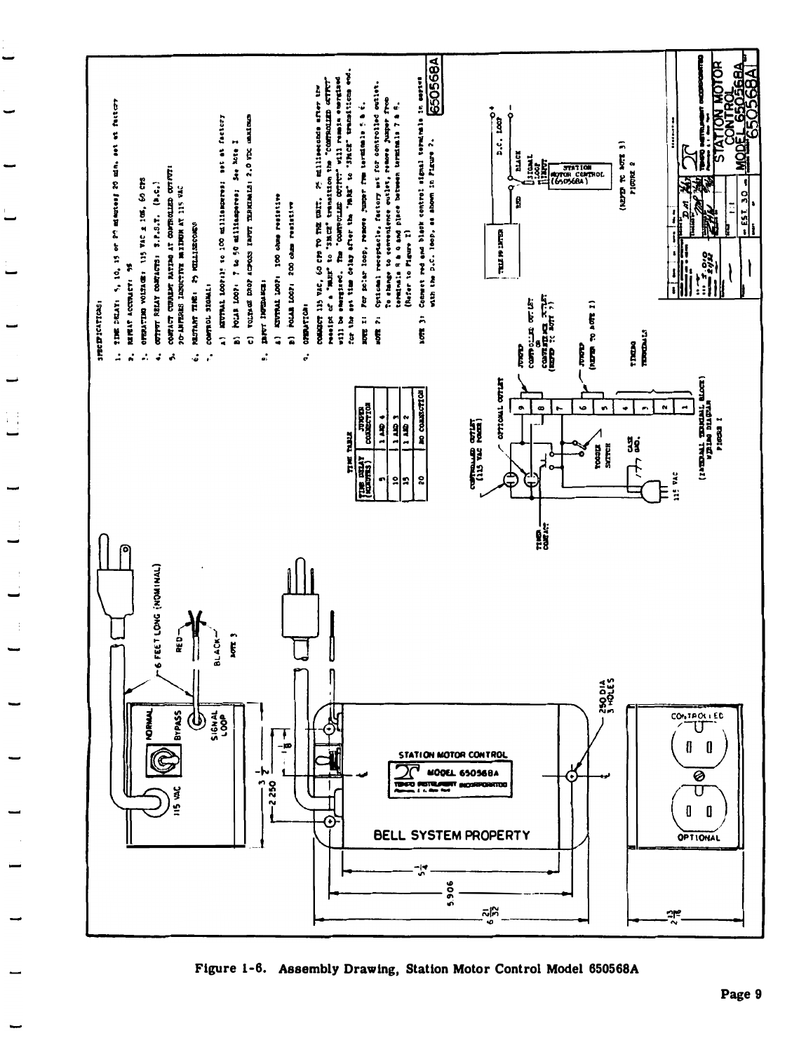SPECIFICATIONS:

1. TIME DELAY: 5, 10, 15 or 20 minutes; 20 min. set at factory
2. REPEAT ACCURACY: 5%
3. OPERATING VOLTAGE: 115 VAC ± 10%, 60 CPS
4. OUTPUT RELAY CONTACTS: S.P.S.T. (N.C.)
5. CONTACT CURRENT RATING AT CONTROLLED OUTPUT: 20-AMPERES INDUCTIVE MAXIMUM AT 115 VAC
6. RESTART TIME: 25 MILLISECONDS
7. CONTROL SIGNAL:
   - A) NEUTRAL LOOP: 15 to 100 milliamperes; set at factory
   - B) POLAR LOOP: 7 to 50 milliamperes; See Note 1
   - C) VOLTAGE DROP ACROSS INPUT TERMINALS: 2.0 VDC maximum
8. INPUT IMPEDANCE:
   - A) NEUTRAL LOOP: 100 ohms resistive
   - B) POLAR LOOP: 200 ohms resistive
9. OPERATION:

CONNECT 115 VAC, 60 CPS TO THE UNIT. 25 milliseconds after the receipt of a "MARK" to "SPACE" transition the "CONTROLLED OUTPUT" will be energized. The "CONTROLLED OUTPUT" will remain energized for the set time delay after the "MARK" to "SPACE" transitions end.

NOTE 1: For polar loop, remove jumper from terminals 5 & 6.

NOTE 2: Optional receptacle, factory set for controlled outlet. To change to convenience outlet, remove jumper from terminals 8 & 9 and place between terminals 7 & 8. (Refer to Figure 1)

NOTE 3: Connect red and black control signal terminals in series with the D.C. loop, as shown in Figure 2.

| TIME DELAY (MINUTES) | JUMPER CONNECTION |
|---|---|
| 5 | 1 AND 4 |
| 10 | 1 AND 3 |
| 15 | 1 AND 2 |
| 20 | NO CONNECTION |

(INTERNAL TERMINAL BLOCK) WIRING DIAGRAM FIGURE 1

(REFER TO NOTE 3) FIGURE 2

STATION MOTOR CONTROL MODEL 650568A

Figure 1-6. Assembly Drawing, Station Motor Control Model 650568A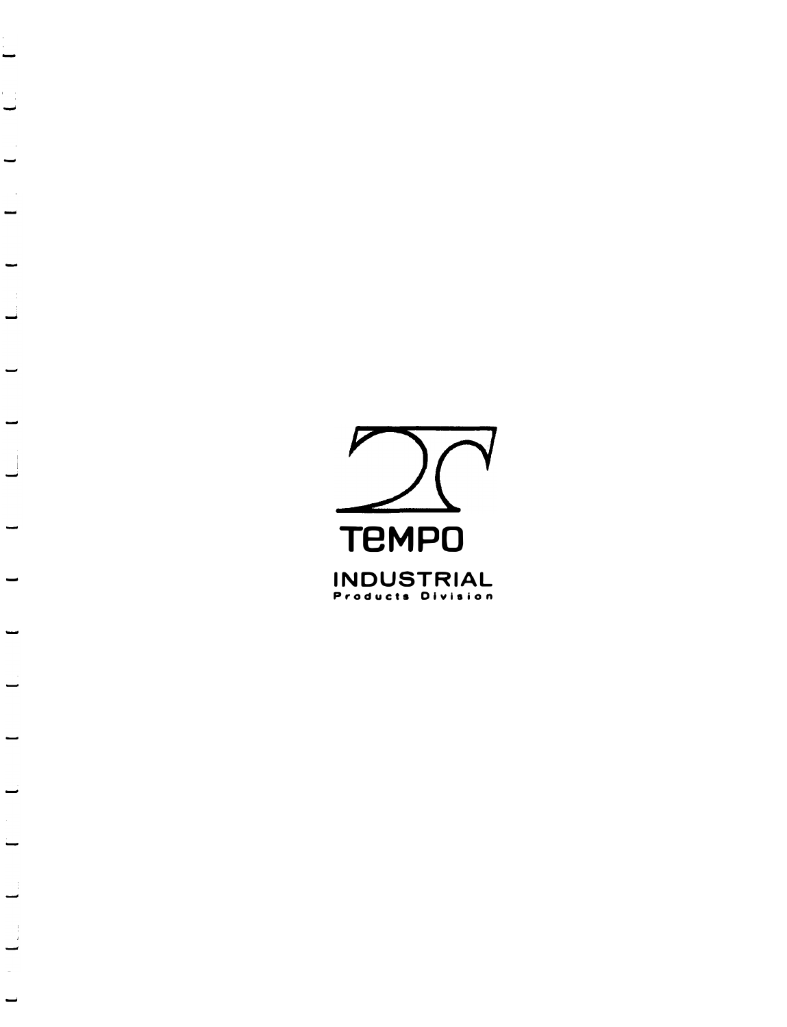TEMPO

INDUSTRIAL
Products Division